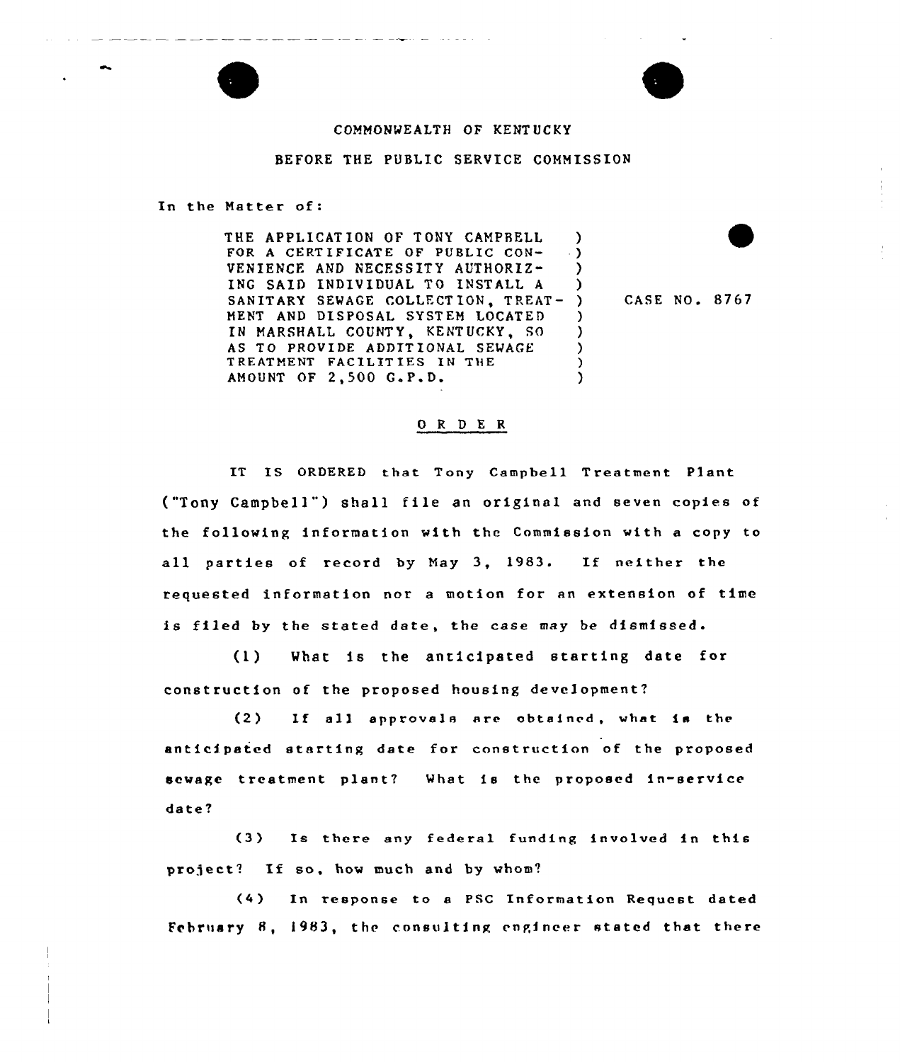COMMONWEALTH OF KENTUCKY

BEFORE THE PUBLIC SERVICE COMMISSION

In the Matter of:

THE APPLICATION OF TONY CAMPBELL FOR A CERTIFICATE OF PUBLIC CONVENIENCE AND NECESSITY AUTHORIZING SAID INDIVIDUAL TO INSTALL A SANITARY SEWAGE COLLECTION, TREATMENT AND DISPOSAL SYSTEM LOCATED IN MARSHALL COUNTY, KENTUCKY, SO AS TO PROVIDE ADDITIONAL SEWAGE TREATMENT FACILITIES IN THE AMOUNT OF 2,500 G.P.D.

CASE NO. 8767

## O R D E R

IT IS ORDERED that Tony Campbell Treatment Plant ("Tony Campbell") shall file an original and seven copies of the following information with the Commission with a copy to all parties of record by May 3, 1983. If neither the requested information nor a motion for an extension of time is filed by the stated date, the case may be dismissed.

(1) What is the anticipated starting date for construction of the proposed housing development?

(2) If all approvals are obtained, what is the anticipated starting date for construction of the proposed sewage treatment plant? What is the proposed in-service date?

(3) Is there any federal funding involved in this project? If so, how much and by whom?

(4) In response to a PSC Information Request dated February 8, 1983, the consulting engineer stated that there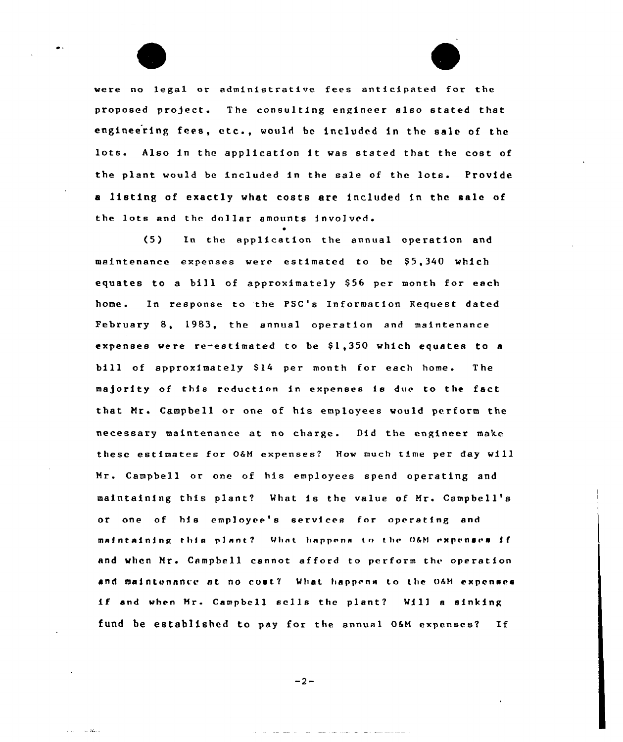were no legal or administrative fees anticipated for the proposed project. The consulting engineer also stated that engineering fees, etc., would be included in the sale of the lots. Also in the application it was stated that the cost of the plant would be included in the sale of the lots. Provide a listing of exactly what costs are included in the sale of the lots and the dollar amounts involved.

(5) In the application the annual operation and maintenance expenses were estimated to be $5,340 which equates to a bill of approximately $56 per month for each home. In response to the PSC's Information Request dated February 8, 1983, the annual operation and maintenance expenses were re-estimated to be $1,350 which equates to a bill of approximately $14 per month for each home. The majority of this reduction in expenses is due to the fact that Mr. Campbell or one of his employees would perform the necessary maintenance at no charge. Did the engineer make these estimates for O&M expenses? How much time per day will Mr. Campbell or one of his employees spend operating and maintaining this plant? What is the value of Mr. Campbell's or one of his employee's services for operating and maintaining this plant? What happens to the O&M expenses if and when Mr. Campbell cannot afford to perform the operation and maintenance at no cost? What happens to the O&M expenses if and when Mr. Campbell sells the plant? Will a sinking fund be established to pay for the annual O&M expenses? If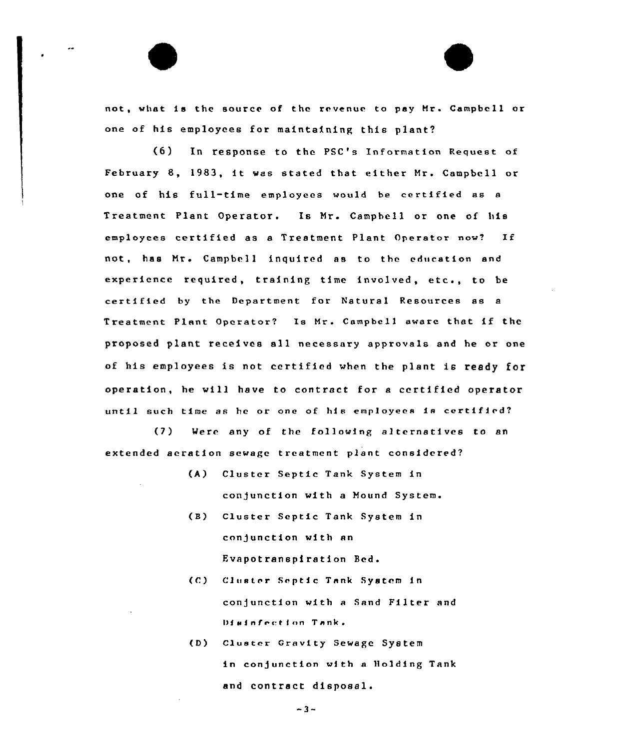not, what is the source of the revenue to pay Mr. Campbell or one of his employees for maintaining this plant?

(6) In response to the PSC's Information Request of February 8, 1983, it was stated that either Mr. Campbell or one of his full-time employees would be certified as a Treatment Plant Operator. Is Mr. Campbell or one of his employees certified as a Treatment Plant Operator now? If not, has Mr. Campbell inquired as to the education and experience required, training time involved, etc., to be certified by the Department for Natural Resources as a Treatment Plant Operator? Is Mr. Campbell aware that if the proposed plant receives all necessary approvals and he or one of his employees is not certified when the plant is ready for operation, he will have to contract for a certified operator until such time as he or one of his employees is certified?

(7) Were any of the following alternatives to an extended aeration sewage treatment plant considered?

(A) Cluster Septic Tank System in conjunction with a Mound System.

(B) Cluster Septic Tank System in conjunction with an Evapotranspiration Bed.

(C) Cluster Septic Tank System in conjunction with a Sand Filter and Disinfection Tank.

(D) Cluster Gravity Sewage System in conjunction with a Holding Tank and contract disposal.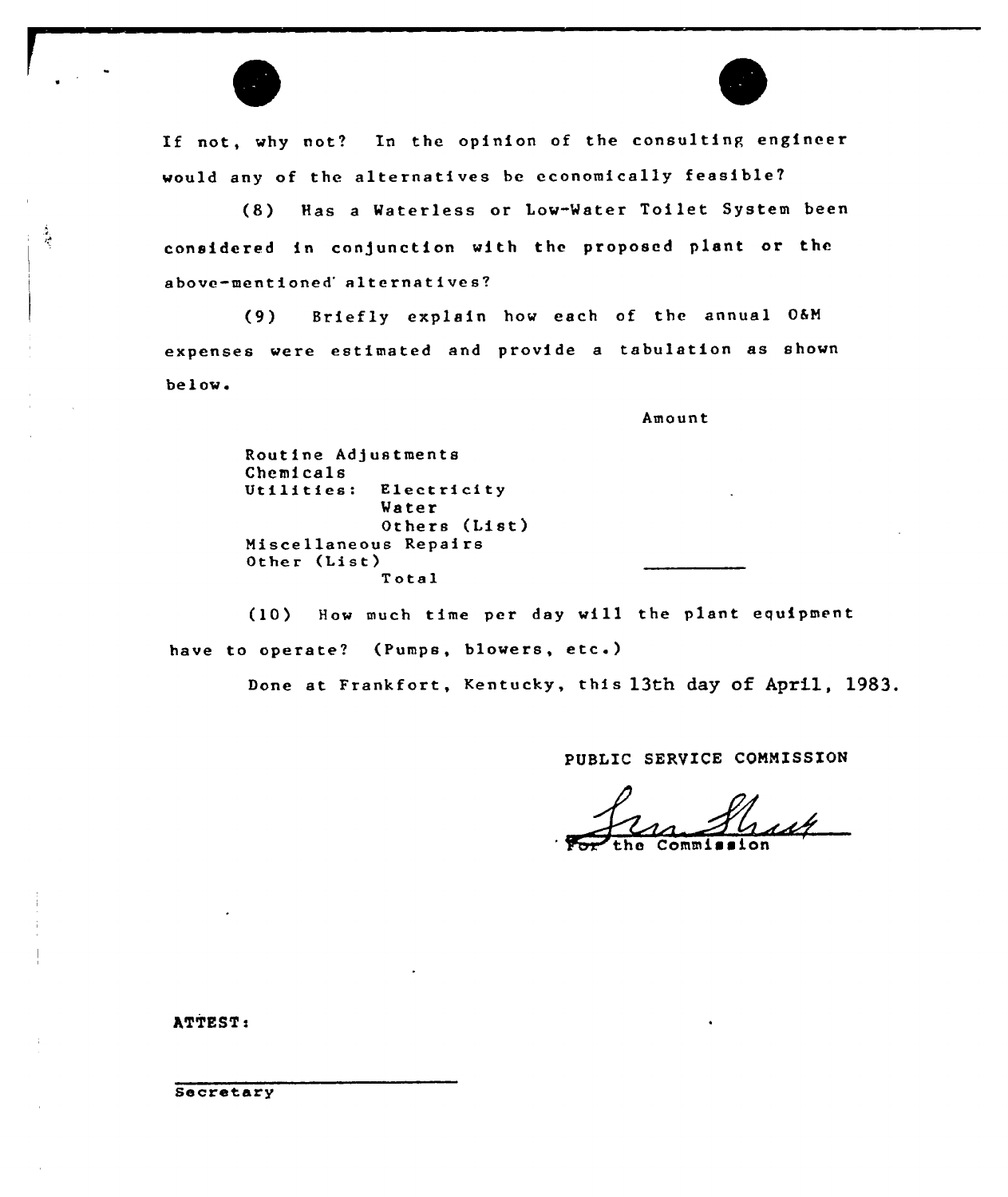If not, why not? In the opinion of the consulting engineer would any of the alternatives be economically feasible?

(8) Has a Waterless or Low-Water Toilet System been considered in conjunction with the proposed plant or the above-mentioned alternatives?

(9) Briefly explain how each of the annual O&M expenses were estimated and provide a tabulation as shown below.

| | | Amount |
|---|---|---|
| Routine Adjustments | | |
| Chemicals | | |
| Utilities: | Electricity | |
| | Water | |
| | Others (List) | |
| Miscellaneous Repairs | | |
| Other (List) | | ________ |
| | Total | |

(10) How much time per day will the plant equipment have to operate? (Pumps, blowers, etc.)

Done at Frankfort, Kentucky, this 13th day of April, 1983.

PUBLIC SERVICE COMMISSION

For the Commission

ATTEST:

Secretary